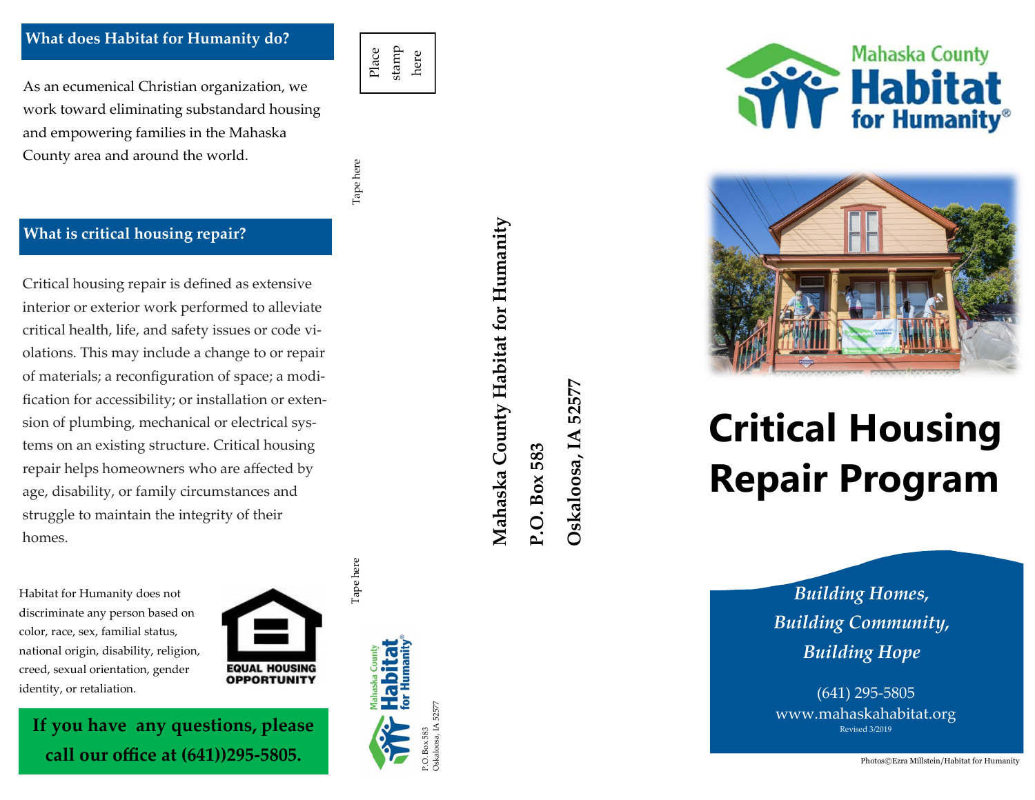## What does Habitat for Humanity do?

As an ecumenical Christian organization, we work toward eliminating substandard housing and empowering families in the Mahaska County area and around the world.

## What is critical housing repair?

Critical housing repair is defined as extensive interior or exterior work performed to alleviate critical health, life, and safety issues or code violations. This may include a change to or repair of materials; a reconfiguration of space; a modification for accessibility; or installation or extension of plumbing, mechanical or electrical systems on an existing structure. Critical housing repair helps homeowners who are affected by age, disability, or family circumstances and struggle to maintain the integrity of their homes.

Habitat for Humanity does not discriminate any person based on color, race, sex, familial status, national origin, disability, religion, creed, sexual orientation, gender identity, or retaliation.

EQUAL HOUSING OPPORTUNITY

**If you have any questions, please call our office at (641))295-5805.**

Place stamp here

Tape here

**Mahaska County Habitat for Humanity**

**P.O. Box 583**

**Oskaloosa, IA 52577**

Tape here

Mahaska County Habitat for Humanity®

P.O. Box 583
Oskaloosa, IA 52577

Mahaska County Habitat for Humanity®

# Critical Housing Repair Program

*Building Homes,*
*Building Community,*
*Building Hope*

(641) 295-5805
www.mahaskahabitat.org
Revised 3/2019

Photos©Ezra Millstein/Habitat for Humanity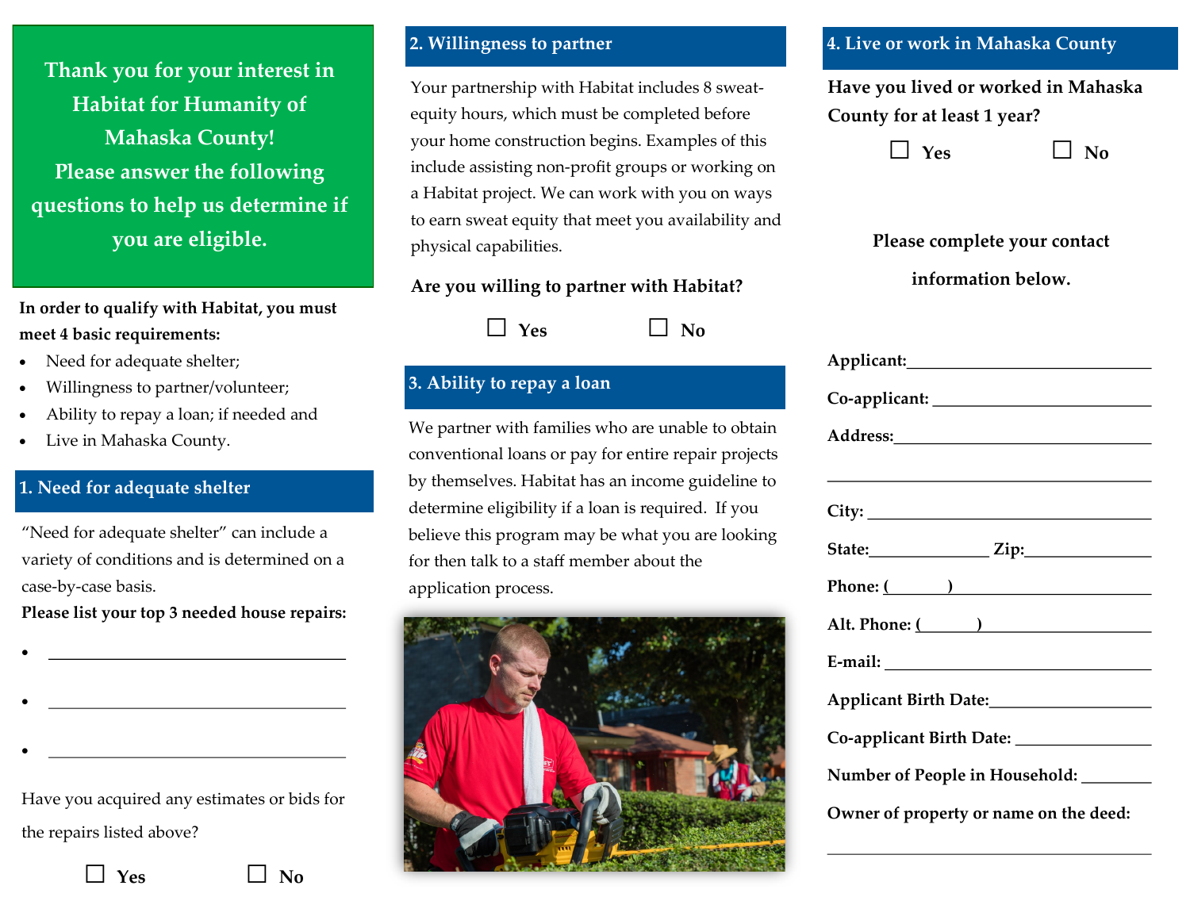**Thank you for your interest in Habitat for Humanity of Mahaska County!**

**Please answer the following questions to help us determine if you are eligible.**

**In order to qualify with Habitat, you must meet 4 basic requirements:**

- Need for adequate shelter;
- Willingness to partner/volunteer;
- Ability to repay a loan; if needed and
- Live in Mahaska County.

## 1. Need for adequate shelter

"Need for adequate shelter" can include a variety of conditions and is determined on a case-by-case basis.

**Please list your top 3 needed house repairs:**

- ______________________________
- ______________________________
- ______________________________

Have you acquired any estimates or bids for the repairs listed above?

☐ **Yes** ☐ **No**

## 2. Willingness to partner

Your partnership with Habitat includes 8 sweat-equity hours, which must be completed before your home construction begins. Examples of this include assisting non-profit groups or working on a Habitat project. We can work with you on ways to earn sweat equity that meet you availability and physical capabilities.

**Are you willing to partner with Habitat?**

☐ **Yes** ☐ **No**

## 3. Ability to repay a loan

We partner with families who are unable to obtain conventional loans or pay for entire repair projects by themselves. Habitat has an income guideline to determine eligibility if a loan is required. If you believe this program may be what you are looking for then talk to a staff member about the application process.

## 4. Live or work in Mahaska County

**Have you lived or worked in Mahaska County for at least 1 year?**

☐ **Yes** ☐ **No**

**Please complete your contact information below.**

**Applicant:**______________________________

**Co-applicant:** ______________________________

**Address:**______________________________

______________________________

**City:** ______________________________

**State:**______________ **Zip:**______________

**Phone:** (_______) ______________________

**Alt. Phone:** (_______) ______________________

**E-mail:** ______________________________

**Applicant Birth Date:**____________________

**Co-applicant Birth Date:** ________________

**Number of People in Household:** ________

**Owner of property or name on the deed:**

______________________________